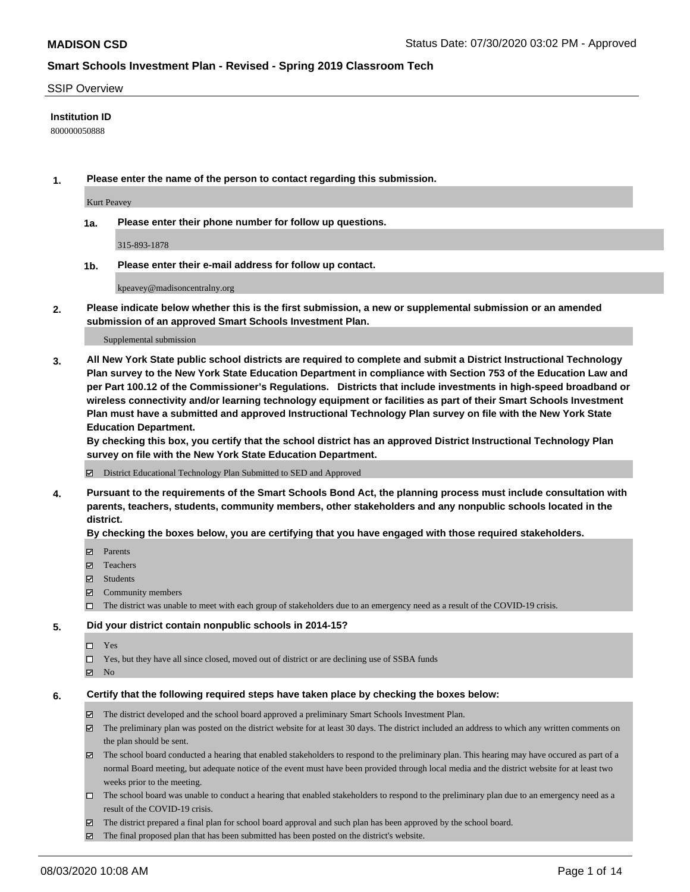## SSIP Overview

**Institution ID**

800000050888

**1. Please enter the name of the person to contact regarding this submission.**

Kurt Peavey

**1a. Please enter their phone number for follow up questions.**

315-893-1878

**1b. Please enter their e-mail address for follow up contact.**

kpeavey@madisoncentralny.org

**2. Please indicate below whether this is the first submission, a new or supplemental submission or an amended submission of an approved Smart Schools Investment Plan.**

Supplemental submission

**3. All New York State public school districts are required to complete and submit a District Instructional Technology Plan survey to the New York State Education Department in compliance with Section 753 of the Education Law and per Part 100.12 of the Commissioner's Regulations. Districts that include investments in high-speed broadband or wireless connectivity and/or learning technology equipment or facilities as part of their Smart Schools Investment Plan must have a submitted and approved Instructional Technology Plan survey on file with the New York State Education Department.**
**By checking this box, you certify that the school district has an approved District Instructional Technology Plan survey on file with the New York State Education Department.**

- [x] District Educational Technology Plan Submitted to SED and Approved

**4. Pursuant to the requirements of the Smart Schools Bond Act, the planning process must include consultation with parents, teachers, students, community members, other stakeholders and any nonpublic schools located in the district.**
**By checking the boxes below, you are certifying that you have engaged with those required stakeholders.**

- [x] Parents
- [x] Teachers
- [x] Students
- [x] Community members
- [ ] The district was unable to meet with each group of stakeholders due to an emergency need as a result of the COVID-19 crisis.

**5. Did your district contain nonpublic schools in 2014-15?**

- [ ] Yes
- [ ] Yes, but they have all since closed, moved out of district or are declining use of SSBA funds
- [x] No

**6. Certify that the following required steps have taken place by checking the boxes below:**

- [x] The district developed and the school board approved a preliminary Smart Schools Investment Plan.
- [x] The preliminary plan was posted on the district website for at least 30 days. The district included an address to which any written comments on the plan should be sent.
- [x] The school board conducted a hearing that enabled stakeholders to respond to the preliminary plan. This hearing may have occured as part of a normal Board meeting, but adequate notice of the event must have been provided through local media and the district website for at least two weeks prior to the meeting.
- [ ] The school board was unable to conduct a hearing that enabled stakeholders to respond to the preliminary plan due to an emergency need as a result of the COVID-19 crisis.
- [x] The district prepared a final plan for school board approval and such plan has been approved by the school board.
- [x] The final proposed plan that has been submitted has been posted on the district's website.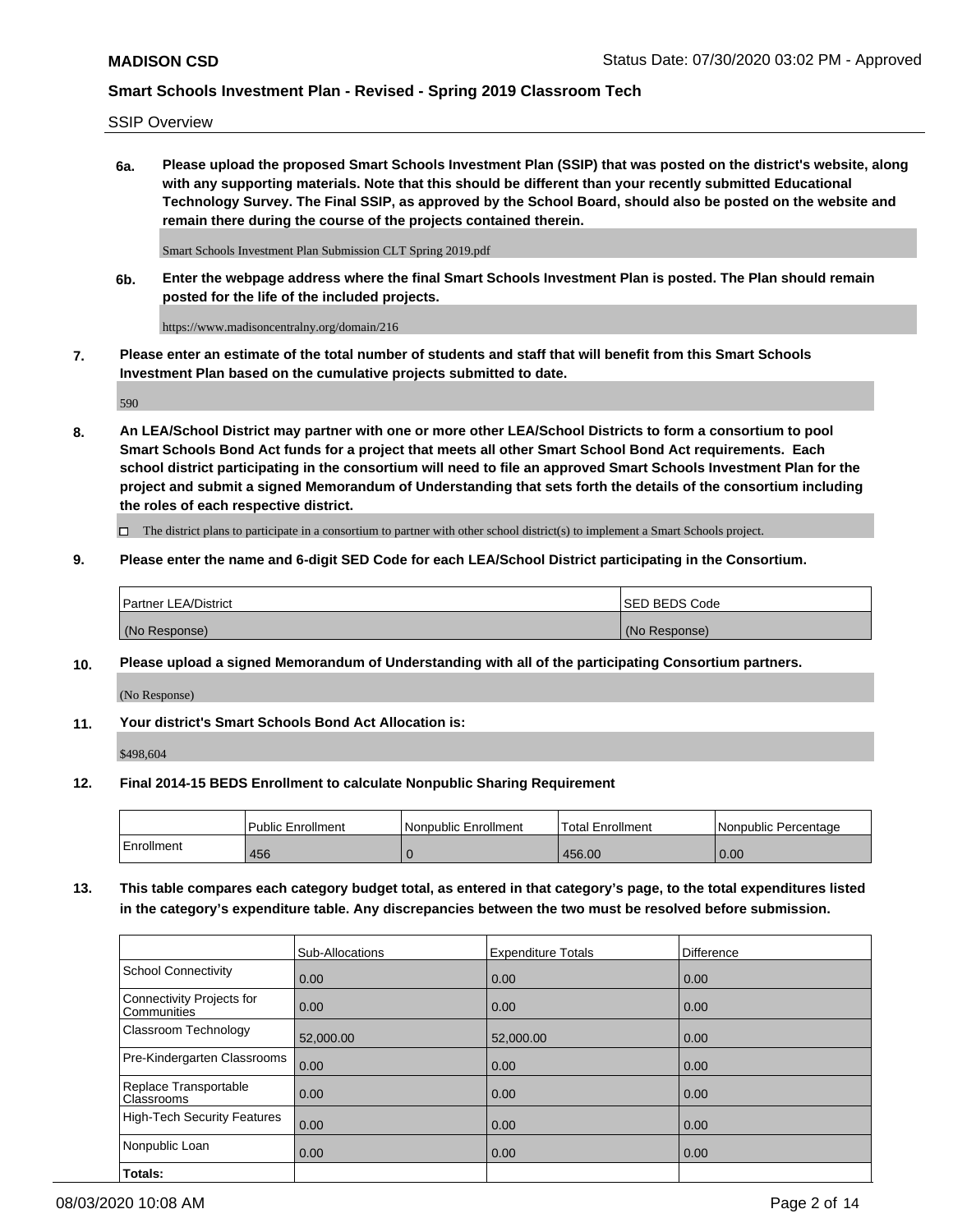**6a.** **Please upload the proposed Smart Schools Investment Plan (SSIP) that was posted on the district's website, along with any supporting materials. Note that this should be different than your recently submitted Educational Technology Survey. The Final SSIP, as approved by the School Board, should also be posted on the website and remain there during the course of the projects contained therein.**

Smart Schools Investment Plan Submission CLT Spring 2019.pdf

**6b.** **Enter the webpage address where the final Smart Schools Investment Plan is posted. The Plan should remain posted for the life of the included projects.**

https://www.madisoncentralny.org/domain/216

**7.** **Please enter an estimate of the total number of students and staff that will benefit from this Smart Schools Investment Plan based on the cumulative projects submitted to date.**

590

**8.** **An LEA/School District may partner with one or more other LEA/School Districts to form a consortium to pool Smart Schools Bond Act funds for a project that meets all other Smart School Bond Act requirements. Each school district participating in the consortium will need to file an approved Smart Schools Investment Plan for the project and submit a signed Memorandum of Understanding that sets forth the details of the consortium including the roles of each respective district.**

☐ The district plans to participate in a consortium to partner with other school district(s) to implement a Smart Schools project.

**9.** **Please enter the name and 6-digit SED Code for each LEA/School District participating in the Consortium.**

| Partner LEA/District | SED BEDS Code |
|---|---|
| (No Response) | (No Response) |

**10.** **Please upload a signed Memorandum of Understanding with all of the participating Consortium partners.**

(No Response)

**11.** **Your district's Smart Schools Bond Act Allocation is:**

$498,604

**12.** **Final 2014-15 BEDS Enrollment to calculate Nonpublic Sharing Requirement**

| | Public Enrollment | Nonpublic Enrollment | Total Enrollment | Nonpublic Percentage |
|---|---|---|---|---|
| Enrollment | 456 | 0 | 456.00 | 0.00 |

**13.** **This table compares each category budget total, as entered in that category's page, to the total expenditures listed in the category's expenditure table. Any discrepancies between the two must be resolved before submission.**

| | Sub-Allocations | Expenditure Totals | Difference |
|---|---|---|---|
| School Connectivity | 0.00 | 0.00 | 0.00 |
| Connectivity Projects for Communities | 0.00 | 0.00 | 0.00 |
| Classroom Technology | 52,000.00 | 52,000.00 | 0.00 |
| Pre-Kindergarten Classrooms | 0.00 | 0.00 | 0.00 |
| Replace Transportable Classrooms | 0.00 | 0.00 | 0.00 |
| High-Tech Security Features | 0.00 | 0.00 | 0.00 |
| Nonpublic Loan | 0.00 | 0.00 | 0.00 |
| **Totals:** | | | |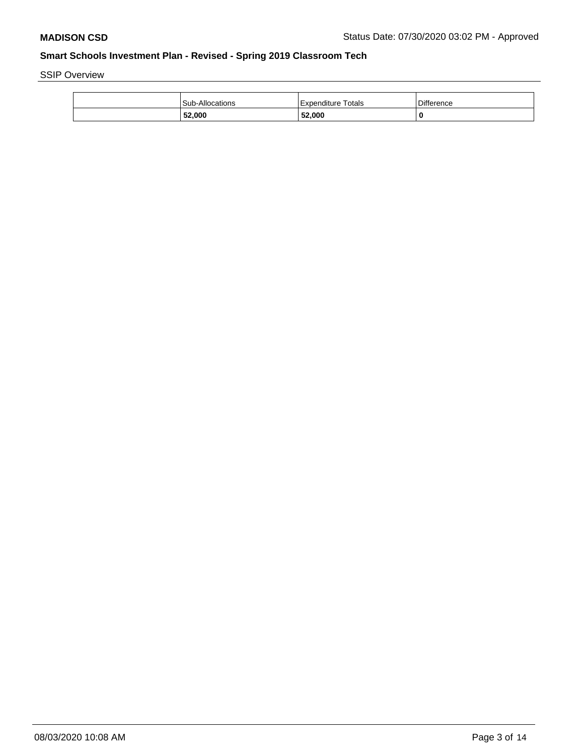SSIP Overview

| | Sub-Allocations | Expenditure Totals | Difference |
|---|---|---|---|
| | **52,000** | **52,000** | **0** |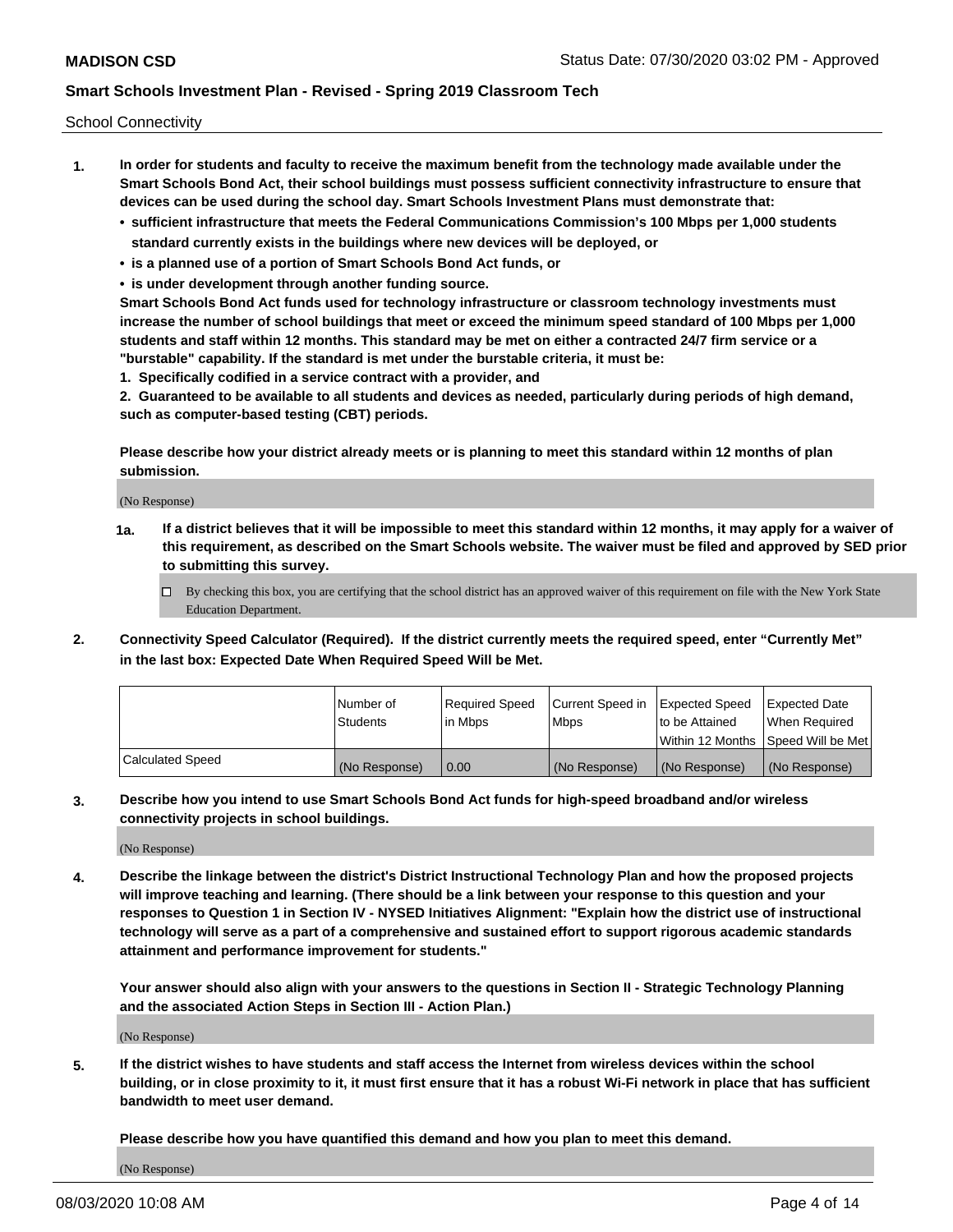School Connectivity

1. **In order for students and faculty to receive the maximum benefit from the technology made available under the Smart Schools Bond Act, their school buildings must possess sufficient connectivity infrastructure to ensure that devices can be used during the school day. Smart Schools Investment Plans must demonstrate that:**
   - **sufficient infrastructure that meets the Federal Communications Commission's 100 Mbps per 1,000 students standard currently exists in the buildings where new devices will be deployed, or**
   - **is a planned use of a portion of Smart Schools Bond Act funds, or**
   - **is under development through another funding source.**

   **Smart Schools Bond Act funds used for technology infrastructure or classroom technology investments must increase the number of school buildings that meet or exceed the minimum speed standard of 100 Mbps per 1,000 students and staff within 12 months. This standard may be met on either a contracted 24/7 firm service or a "burstable" capability. If the standard is met under the burstable criteria, it must be:**

   **1. Specifically codified in a service contract with a provider, and**

   **2. Guaranteed to be available to all students and devices as needed, particularly during periods of high demand, such as computer-based testing (CBT) periods.**

   **Please describe how your district already meets or is planning to meet this standard within 12 months of plan submission.**

   (No Response)

   **1a. If a district believes that it will be impossible to meet this standard within 12 months, it may apply for a waiver of this requirement, as described on the Smart Schools website. The waiver must be filed and approved by SED prior to submitting this survey.**

   ☐ By checking this box, you are certifying that the school district has an approved waiver of this requirement on file with the New York State Education Department.

2. **Connectivity Speed Calculator (Required). If the district currently meets the required speed, enter "Currently Met" in the last box: Expected Date When Required Speed Will be Met.**

| | Number of Students | Required Speed in Mbps | Current Speed in Mbps | Expected Speed to be Attained Within 12 Months | Expected Date When Required Speed Will be Met |
|---|---|---|---|---|---|
| Calculated Speed | (No Response) | 0.00 | (No Response) | (No Response) | (No Response) |

3. **Describe how you intend to use Smart Schools Bond Act funds for high-speed broadband and/or wireless connectivity projects in school buildings.**

   (No Response)

4. **Describe the linkage between the district's District Instructional Technology Plan and how the proposed projects will improve teaching and learning. (There should be a link between your response to this question and your responses to Question 1 in Section IV - NYSED Initiatives Alignment: "Explain how the district use of instructional technology will serve as a part of a comprehensive and sustained effort to support rigorous academic standards attainment and performance improvement for students."**

   **Your answer should also align with your answers to the questions in Section II - Strategic Technology Planning and the associated Action Steps in Section III - Action Plan.)**

   (No Response)

5. **If the district wishes to have students and staff access the Internet from wireless devices within the school building, or in close proximity to it, it must first ensure that it has a robust Wi-Fi network in place that has sufficient bandwidth to meet user demand.**

   **Please describe how you have quantified this demand and how you plan to meet this demand.**

   (No Response)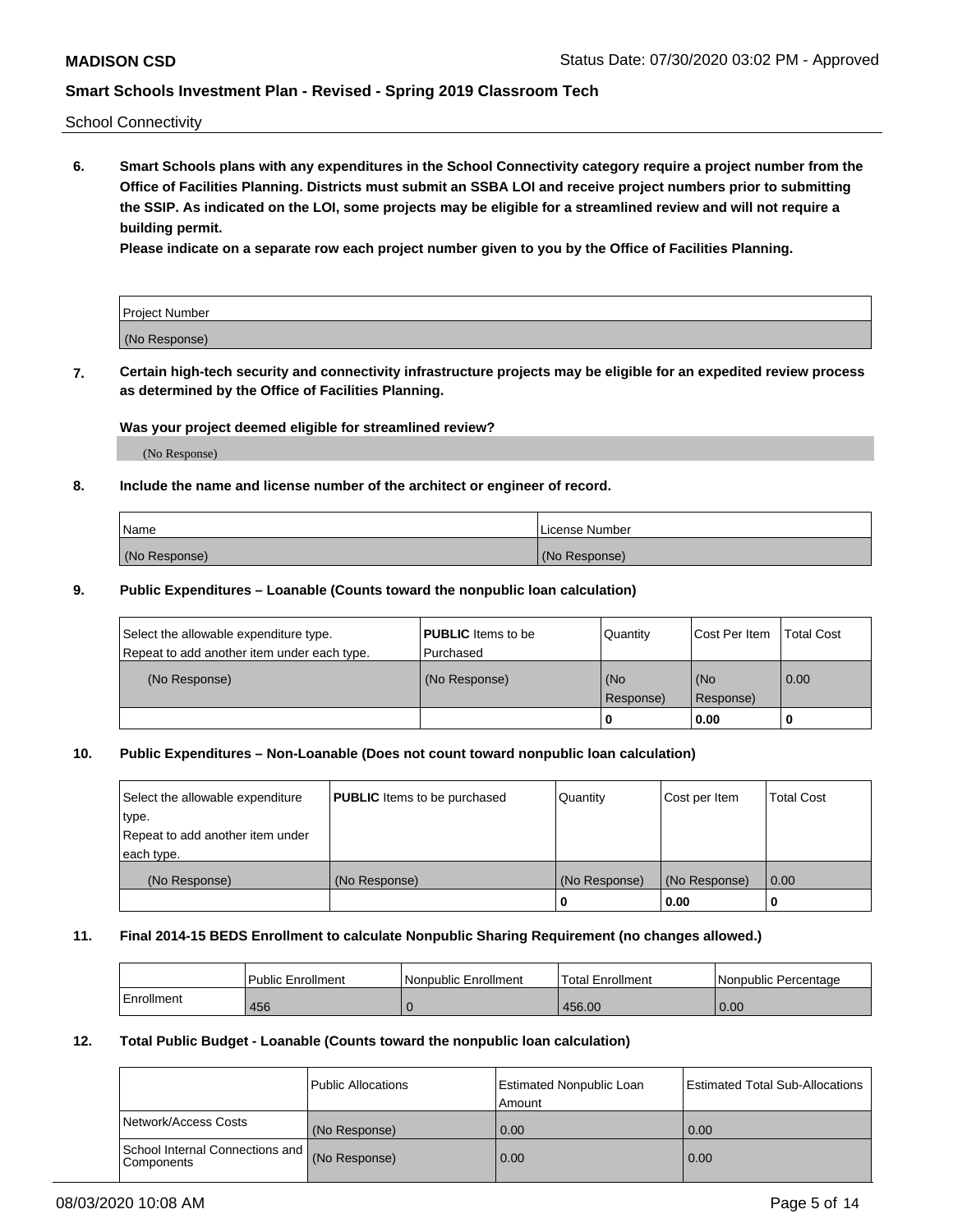School Connectivity

**6. Smart Schools plans with any expenditures in the School Connectivity category require a project number from the Office of Facilities Planning. Districts must submit an SSBA LOI and receive project numbers prior to submitting the SSIP. As indicated on the LOI, some projects may be eligible for a streamlined review and will not require a building permit.**

**Please indicate on a separate row each project number given to you by the Office of Facilities Planning.**

| Project Number |
| --- |
| (No Response) |

**7. Certain high-tech security and connectivity infrastructure projects may be eligible for an expedited review process as determined by the Office of Facilities Planning.**

**Was your project deemed eligible for streamlined review?**

(No Response)

**8. Include the name and license number of the architect or engineer of record.**

| Name | License Number |
| --- | --- |
| (No Response) | (No Response) |

**9. Public Expenditures – Loanable (Counts toward the nonpublic loan calculation)**

| Select the allowable expenditure type. Repeat to add another item under each type. | **PUBLIC** Items to be Purchased | Quantity | Cost Per Item | Total Cost |
| --- | --- | --- | --- | --- |
| (No Response) | (No Response) | (No Response) | (No Response) | 0.00 |
| | | 0 | 0.00 | 0 |

**10. Public Expenditures – Non-Loanable (Does not count toward nonpublic loan calculation)**

| Select the allowable expenditure type. Repeat to add another item under each type. | **PUBLIC** Items to be purchased | Quantity | Cost per Item | Total Cost |
| --- | --- | --- | --- | --- |
| (No Response) | (No Response) | (No Response) | (No Response) | 0.00 |
| | | 0 | 0.00 | 0 |

**11. Final 2014-15 BEDS Enrollment to calculate Nonpublic Sharing Requirement (no changes allowed.)**

| | Public Enrollment | Nonpublic Enrollment | Total Enrollment | Nonpublic Percentage |
| --- | --- | --- | --- | --- |
| Enrollment | 456 | 0 | 456.00 | 0.00 |

**12. Total Public Budget - Loanable (Counts toward the nonpublic loan calculation)**

| | Public Allocations | Estimated Nonpublic Loan Amount | Estimated Total Sub-Allocations |
| --- | --- | --- | --- |
| Network/Access Costs | (No Response) | 0.00 | 0.00 |
| School Internal Connections and Components | (No Response) | 0.00 | 0.00 |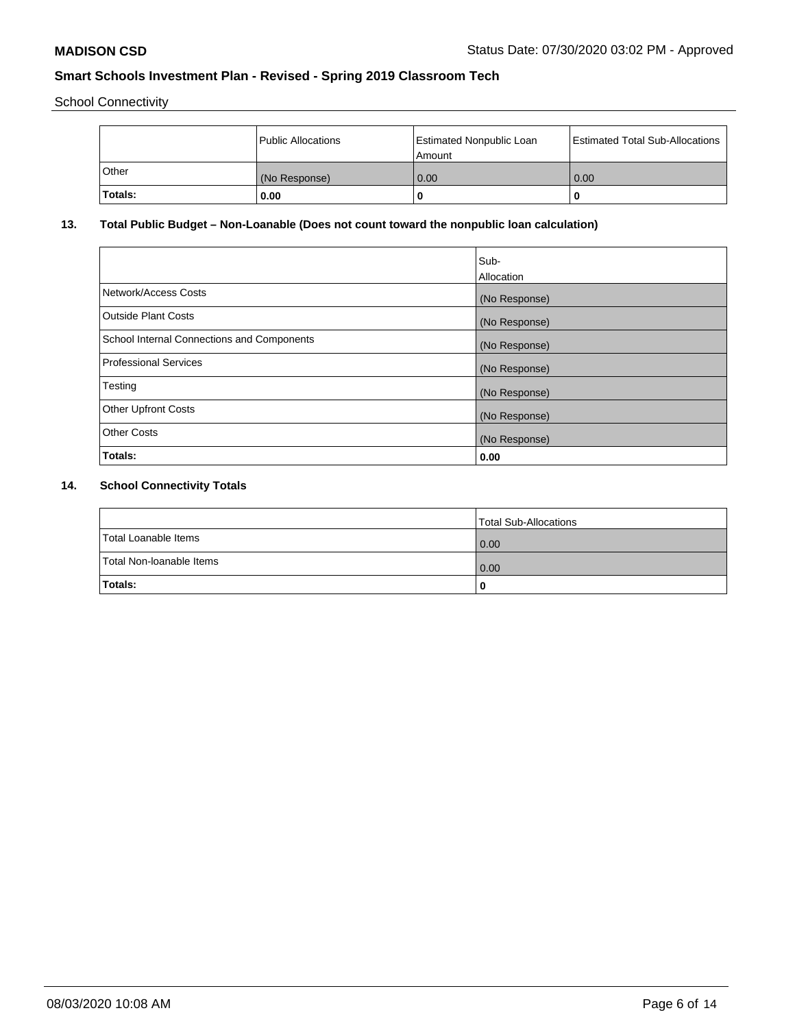School Connectivity

| | Public Allocations | Estimated Nonpublic Loan Amount | Estimated Total Sub-Allocations |
|---|---|---|---|
| Other | (No Response) | 0.00 | 0.00 |
| **Totals:** | **0.00** | **0** | **0** |

## 13. Total Public Budget – Non-Loanable (Does not count toward the nonpublic loan calculation)

| | Sub-Allocation |
|---|---|
| Network/Access Costs | (No Response) |
| Outside Plant Costs | (No Response) |
| School Internal Connections and Components | (No Response) |
| Professional Services | (No Response) |
| Testing | (No Response) |
| Other Upfront Costs | (No Response) |
| Other Costs | (No Response) |
| **Totals:** | **0.00** |

## 14. School Connectivity Totals

| | Total Sub-Allocations |
|---|---|
| Total Loanable Items | 0.00 |
| Total Non-loanable Items | 0.00 |
| **Totals:** | **0** |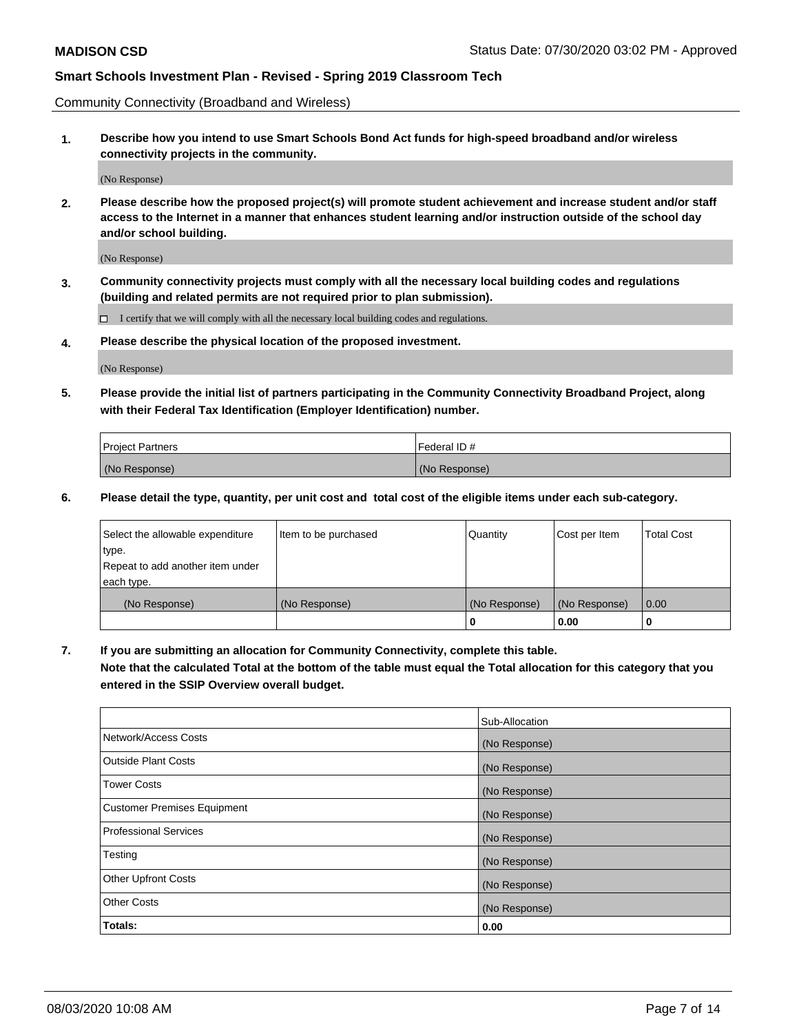Community Connectivity (Broadband and Wireless)

**1. Describe how you intend to use Smart Schools Bond Act funds for high-speed broadband and/or wireless connectivity projects in the community.**

(No Response)

**2. Please describe how the proposed project(s) will promote student achievement and increase student and/or staff access to the Internet in a manner that enhances student learning and/or instruction outside of the school day and/or school building.**

(No Response)

**3. Community connectivity projects must comply with all the necessary local building codes and regulations (building and related permits are not required prior to plan submission).**

☐ I certify that we will comply with all the necessary local building codes and regulations.

**4. Please describe the physical location of the proposed investment.**

(No Response)

**5. Please provide the initial list of partners participating in the Community Connectivity Broadband Project, along with their Federal Tax Identification (Employer Identification) number.**

| Project Partners | Federal ID # |
|---|---|
| (No Response) | (No Response) |

**6. Please detail the type, quantity, per unit cost and total cost of the eligible items under each sub-category.**

| Select the allowable expenditure type. Repeat to add another item under each type. | Item to be purchased | Quantity | Cost per Item | Total Cost |
|---|---|---|---|---|
| (No Response) | (No Response) | (No Response) | (No Response) | 0.00 |
| | | **0** | **0.00** | **0** |

**7. If you are submitting an allocation for Community Connectivity, complete this table. Note that the calculated Total at the bottom of the table must equal the Total allocation for this category that you entered in the SSIP Overview overall budget.**

| | Sub-Allocation |
|---|---|
| Network/Access Costs | (No Response) |
| Outside Plant Costs | (No Response) |
| Tower Costs | (No Response) |
| Customer Premises Equipment | (No Response) |
| Professional Services | (No Response) |
| Testing | (No Response) |
| Other Upfront Costs | (No Response) |
| Other Costs | (No Response) |
| **Totals:** | **0.00** |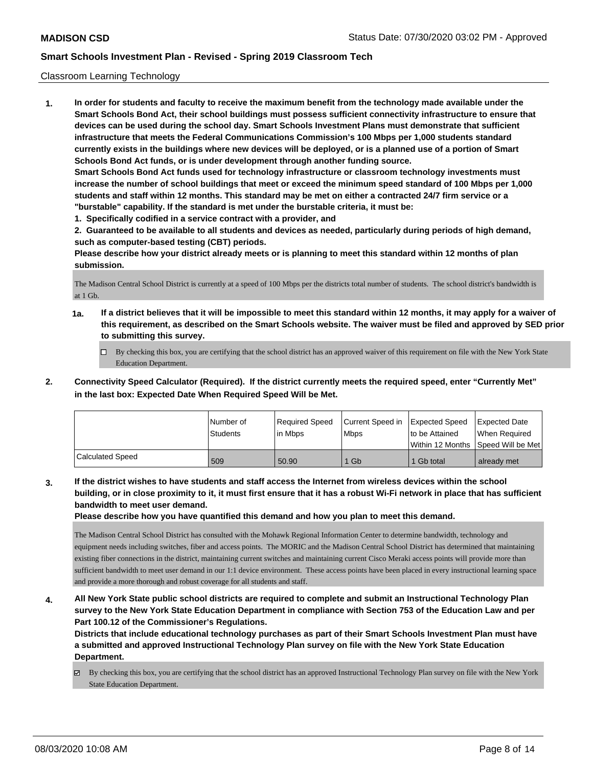Classroom Learning Technology

**1. In order for students and faculty to receive the maximum benefit from the technology made available under the Smart Schools Bond Act, their school buildings must possess sufficient connectivity infrastructure to ensure that devices can be used during the school day. Smart Schools Investment Plans must demonstrate that sufficient infrastructure that meets the Federal Communications Commission's 100 Mbps per 1,000 students standard currently exists in the buildings where new devices will be deployed, or is a planned use of a portion of Smart Schools Bond Act funds, or is under development through another funding source.**

**Smart Schools Bond Act funds used for technology infrastructure or classroom technology investments must increase the number of school buildings that meet or exceed the minimum speed standard of 100 Mbps per 1,000 students and staff within 12 months. This standard may be met on either a contracted 24/7 firm service or a "burstable" capability. If the standard is met under the burstable criteria, it must be:**

**1. Specifically codified in a service contract with a provider, and**

**2. Guaranteed to be available to all students and devices as needed, particularly during periods of high demand, such as computer-based testing (CBT) periods.**

**Please describe how your district already meets or is planning to meet this standard within 12 months of plan submission.**

The Madison Central School District is currently at a speed of 100 Mbps per the districts total number of students. The school district's bandwidth is at 1 Gb.

**1a. If a district believes that it will be impossible to meet this standard within 12 months, it may apply for a waiver of this requirement, as described on the Smart Schools website. The waiver must be filed and approved by SED prior to submitting this survey.**

☐ By checking this box, you are certifying that the school district has an approved waiver of this requirement on file with the New York State Education Department.

**2. Connectivity Speed Calculator (Required). If the district currently meets the required speed, enter "Currently Met" in the last box: Expected Date When Required Speed Will be Met.**

| | Number of Students | Required Speed in Mbps | Current Speed in Mbps | Expected Speed to be Attained Within 12 Months | Expected Date When Required Speed Will be Met |
|---|---|---|---|---|---|
| Calculated Speed | 509 | 50.90 | 1 Gb | 1 Gb total | already met |

**3. If the district wishes to have students and staff access the Internet from wireless devices within the school building, or in close proximity to it, it must first ensure that it has a robust Wi-Fi network in place that has sufficient bandwidth to meet user demand.**

**Please describe how you have quantified this demand and how you plan to meet this demand.**

The Madison Central School District has consulted with the Mohawk Regional Information Center to determine bandwidth, technology and equipment needs including switches, fiber and access points. The MORIC and the Madison Central School District has determined that maintaining existing fiber connections in the district, maintaining current switches and maintaining current Cisco Meraki access points will provide more than sufficient bandwidth to meet user demand in our 1:1 device environment. These access points have been placed in every instructional learning space and provide a more thorough and robust coverage for all students and staff.

**4. All New York State public school districts are required to complete and submit an Instructional Technology Plan survey to the New York State Education Department in compliance with Section 753 of the Education Law and per Part 100.12 of the Commissioner's Regulations.**

**Districts that include educational technology purchases as part of their Smart Schools Investment Plan must have a submitted and approved Instructional Technology Plan survey on file with the New York State Education Department.**

☑ By checking this box, you are certifying that the school district has an approved Instructional Technology Plan survey on file with the New York State Education Department.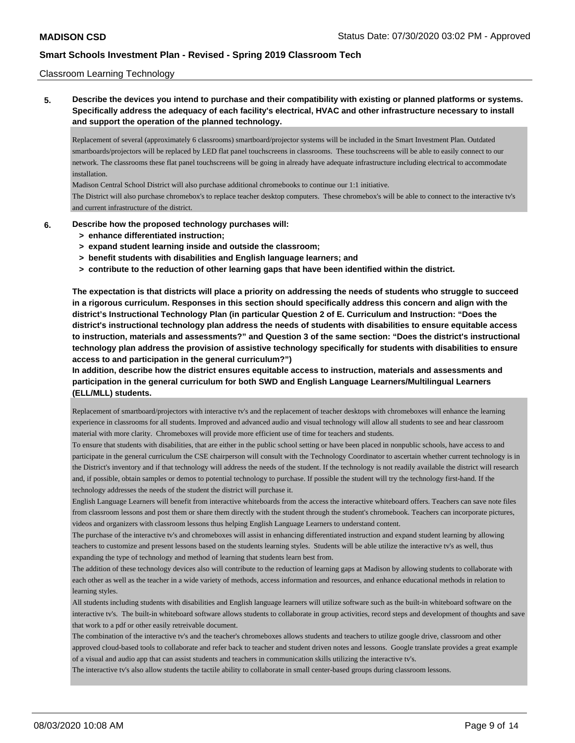Classroom Learning Technology

**5. Describe the devices you intend to purchase and their compatibility with existing or planned platforms or systems. Specifically address the adequacy of each facility's electrical, HVAC and other infrastructure necessary to install and support the operation of the planned technology.**

Replacement of several (approximately 6 classrooms) smartboard/projector systems will be included in the Smart Investment Plan. Outdated smartboards/projectors will be replaced by LED flat panel touchscreens in classrooms. These touchscreens will be able to easily connect to our network. The classrooms these flat panel touchscreens will be going in already have adequate infrastructure including electrical to accommodate installation.

Madison Central School District will also purchase additional chromebooks to continue our 1:1 initiative.

The District will also purchase chromebox's to replace teacher desktop computers. These chromebox's will be able to connect to the interactive tv's and current infrastructure of the district.

**6. Describe how the proposed technology purchases will:**

- **> enhance differentiated instruction;**
- **> expand student learning inside and outside the classroom;**
- **> benefit students with disabilities and English language learners; and**
- **> contribute to the reduction of other learning gaps that have been identified within the district.**

**The expectation is that districts will place a priority on addressing the needs of students who struggle to succeed in a rigorous curriculum. Responses in this section should specifically address this concern and align with the district's Instructional Technology Plan (in particular Question 2 of E. Curriculum and Instruction: "Does the district's instructional technology plan address the needs of students with disabilities to ensure equitable access to instruction, materials and assessments?" and Question 3 of the same section: "Does the district's instructional technology plan address the provision of assistive technology specifically for students with disabilities to ensure access to and participation in the general curriculum?")**

**In addition, describe how the district ensures equitable access to instruction, materials and assessments and participation in the general curriculum for both SWD and English Language Learners/Multilingual Learners (ELL/MLL) students.**

Replacement of smartboard/projectors with interactive tv's and the replacement of teacher desktops with chromeboxes will enhance the learning experience in classrooms for all students. Improved and advanced audio and visual technology will allow all students to see and hear classroom material with more clarity. Chromeboxes will provide more efficient use of time for teachers and students.

To ensure that students with disabilities, that are either in the public school setting or have been placed in nonpublic schools, have access to and participate in the general curriculum the CSE chairperson will consult with the Technology Coordinator to ascertain whether current technology is in the District's inventory and if that technology will address the needs of the student. If the technology is not readily available the district will research and, if possible, obtain samples or demos to potential technology to purchase. If possible the student will try the technology first-hand. If the technology addresses the needs of the student the district will purchase it.

English Language Learners will benefit from interactive whiteboards from the access the interactive whiteboard offers. Teachers can save note files from classroom lessons and post them or share them directly with the student through the student's chromebook. Teachers can incorporate pictures, videos and organizers with classroom lessons thus helping English Language Learners to understand content.

The purchase of the interactive tv's and chromeboxes will assist in enhancing differentiated instruction and expand student learning by allowing teachers to customize and present lessons based on the students learning styles. Students will be able utilize the interactive tv's as well, thus expanding the type of technology and method of learning that students learn best from.

The addition of these technology devices also will contribute to the reduction of learning gaps at Madison by allowing students to collaborate with each other as well as the teacher in a wide variety of methods, access information and resources, and enhance educational methods in relation to learning styles.

All students including students with disabilities and English language learners will utilize software such as the built-in whiteboard software on the interactive tv's. The built-in whiteboard software allows students to collaborate in group activities, record steps and development of thoughts and save that work to a pdf or other easily retreivable document.

The combination of the interactive tv's and the teacher's chromeboxes allows students and teachers to utilize google drive, classroom and other approved cloud-based tools to collaborate and refer back to teacher and student driven notes and lessons. Google translate provides a great example of a visual and audio app that can assist students and teachers in communication skills utilizing the interactive tv's.

The interactive tv's also allow students the tactile ability to collaborate in small center-based groups during classroom lessons.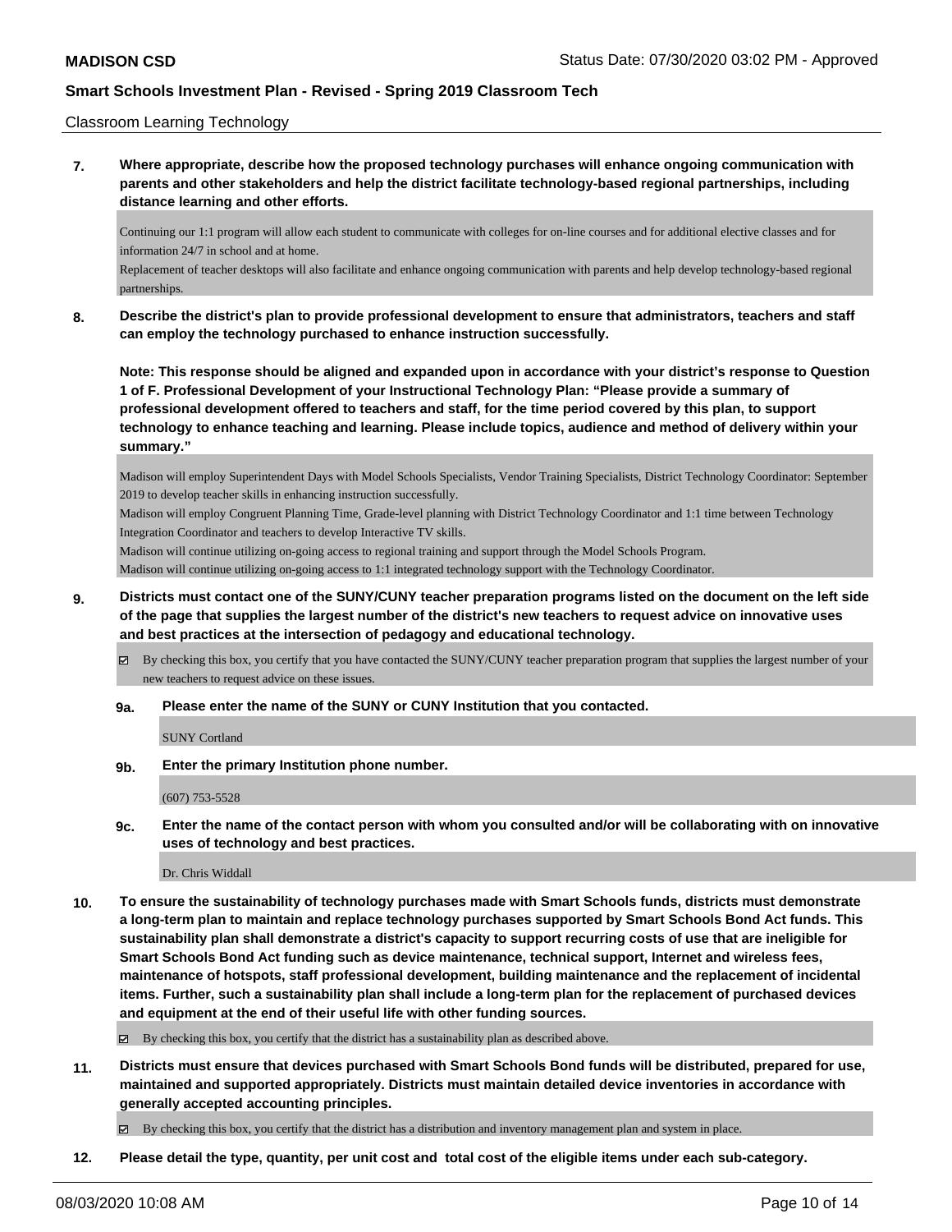Classroom Learning Technology

**7. Where appropriate, describe how the proposed technology purchases will enhance ongoing communication with parents and other stakeholders and help the district facilitate technology-based regional partnerships, including distance learning and other efforts.**

Continuing our 1:1 program will allow each student to communicate with colleges for on-line courses and for additional elective classes and for information 24/7 in school and at home.
Replacement of teacher desktops will also facilitate and enhance ongoing communication with parents and help develop technology-based regional partnerships.

**8. Describe the district's plan to provide professional development to ensure that administrators, teachers and staff can employ the technology purchased to enhance instruction successfully.**

**Note: This response should be aligned and expanded upon in accordance with your district's response to Question 1 of F. Professional Development of your Instructional Technology Plan: "Please provide a summary of professional development offered to teachers and staff, for the time period covered by this plan, to support technology to enhance teaching and learning. Please include topics, audience and method of delivery within your summary."**

Madison will employ Superintendent Days with Model Schools Specialists, Vendor Training Specialists, District Technology Coordinator: September 2019 to develop teacher skills in enhancing instruction successfully.
Madison will employ Congruent Planning Time, Grade-level planning with District Technology Coordinator and 1:1 time between Technology Integration Coordinator and teachers to develop Interactive TV skills.
Madison will continue utilizing on-going access to regional training and support through the Model Schools Program.
Madison will continue utilizing on-going access to 1:1 integrated technology support with the Technology Coordinator.

**9. Districts must contact one of the SUNY/CUNY teacher preparation programs listed on the document on the left side of the page that supplies the largest number of the district's new teachers to request advice on innovative uses and best practices at the intersection of pedagogy and educational technology.**

☑ By checking this box, you certify that you have contacted the SUNY/CUNY teacher preparation program that supplies the largest number of your new teachers to request advice on these issues.

**9a. Please enter the name of the SUNY or CUNY Institution that you contacted.**

SUNY Cortland

**9b. Enter the primary Institution phone number.**

(607) 753-5528

**9c. Enter the name of the contact person with whom you consulted and/or will be collaborating with on innovative uses of technology and best practices.**

Dr. Chris Widdall

**10. To ensure the sustainability of technology purchases made with Smart Schools funds, districts must demonstrate a long-term plan to maintain and replace technology purchases supported by Smart Schools Bond Act funds. This sustainability plan shall demonstrate a district's capacity to support recurring costs of use that are ineligible for Smart Schools Bond Act funding such as device maintenance, technical support, Internet and wireless fees, maintenance of hotspots, staff professional development, building maintenance and the replacement of incidental items. Further, such a sustainability plan shall include a long-term plan for the replacement of purchased devices and equipment at the end of their useful life with other funding sources.**

☑ By checking this box, you certify that the district has a sustainability plan as described above.

**11. Districts must ensure that devices purchased with Smart Schools Bond funds will be distributed, prepared for use, maintained and supported appropriately. Districts must maintain detailed device inventories in accordance with generally accepted accounting principles.**

☑ By checking this box, you certify that the district has a distribution and inventory management plan and system in place.

**12. Please detail the type, quantity, per unit cost and total cost of the eligible items under each sub-category.**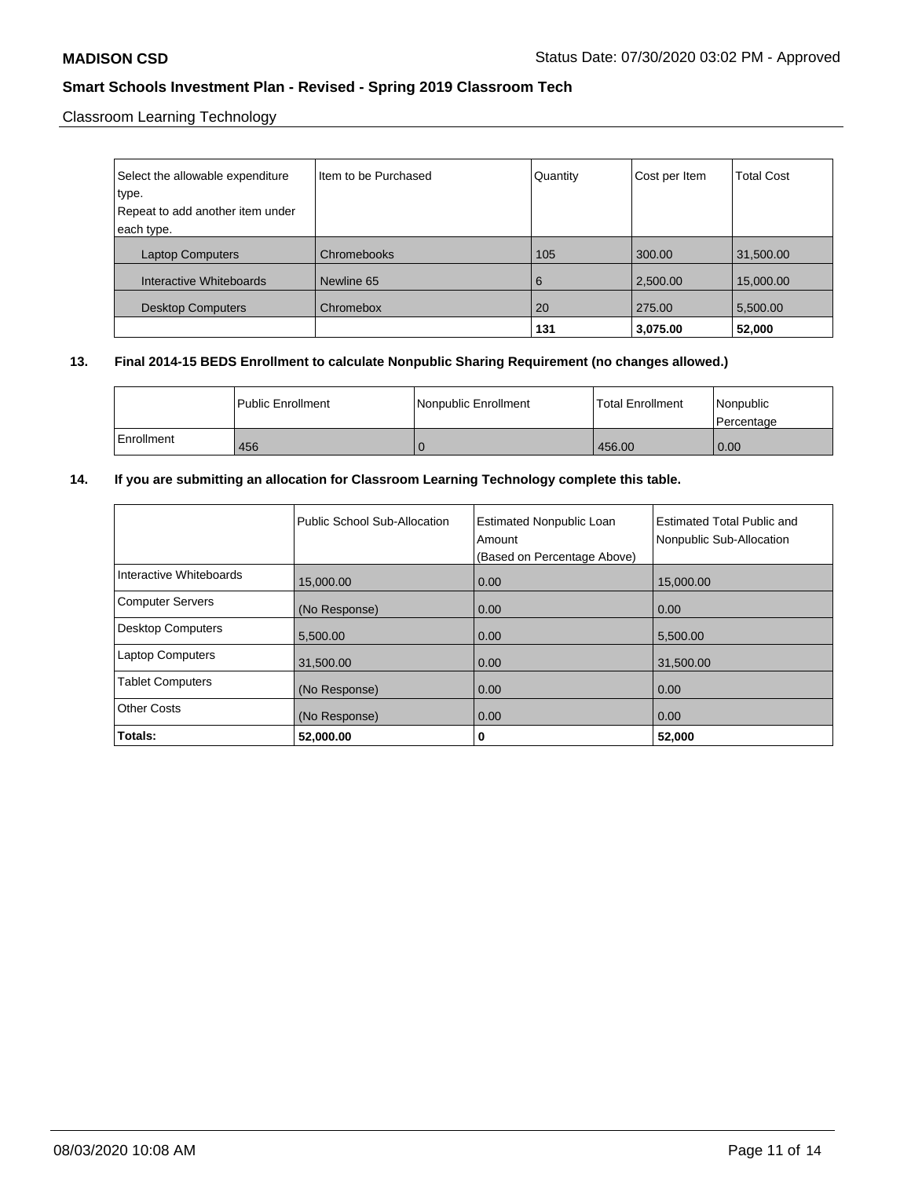Classroom Learning Technology

| Select the allowable expenditure type.<br>Repeat to add another item under each type. | Item to be Purchased | Quantity | Cost per Item | Total Cost |
|---|---|---|---|---|
| Laptop Computers | Chromebooks | 105 | 300.00 | 31,500.00 |
| Interactive Whiteboards | Newline 65 | 6 | 2,500.00 | 15,000.00 |
| Desktop Computers | Chromebox | 20 | 275.00 | 5,500.00 |
| | | **131** | **3,075.00** | **52,000** |

**13. Final 2014-15 BEDS Enrollment to calculate Nonpublic Sharing Requirement (no changes allowed.)**

| | Public Enrollment | Nonpublic Enrollment | Total Enrollment | Nonpublic Percentage |
|---|---|---|---|---|
| Enrollment | 456 | 0 | 456.00 | 0.00 |

**14. If you are submitting an allocation for Classroom Learning Technology complete this table.**

| | Public School Sub-Allocation | Estimated Nonpublic Loan Amount (Based on Percentage Above) | Estimated Total Public and Nonpublic Sub-Allocation |
|---|---|---|---|
| Interactive Whiteboards | 15,000.00 | 0.00 | 15,000.00 |
| Computer Servers | (No Response) | 0.00 | 0.00 |
| Desktop Computers | 5,500.00 | 0.00 | 5,500.00 |
| Laptop Computers | 31,500.00 | 0.00 | 31,500.00 |
| Tablet Computers | (No Response) | 0.00 | 0.00 |
| Other Costs | (No Response) | 0.00 | 0.00 |
| **Totals:** | **52,000.00** | **0** | **52,000** |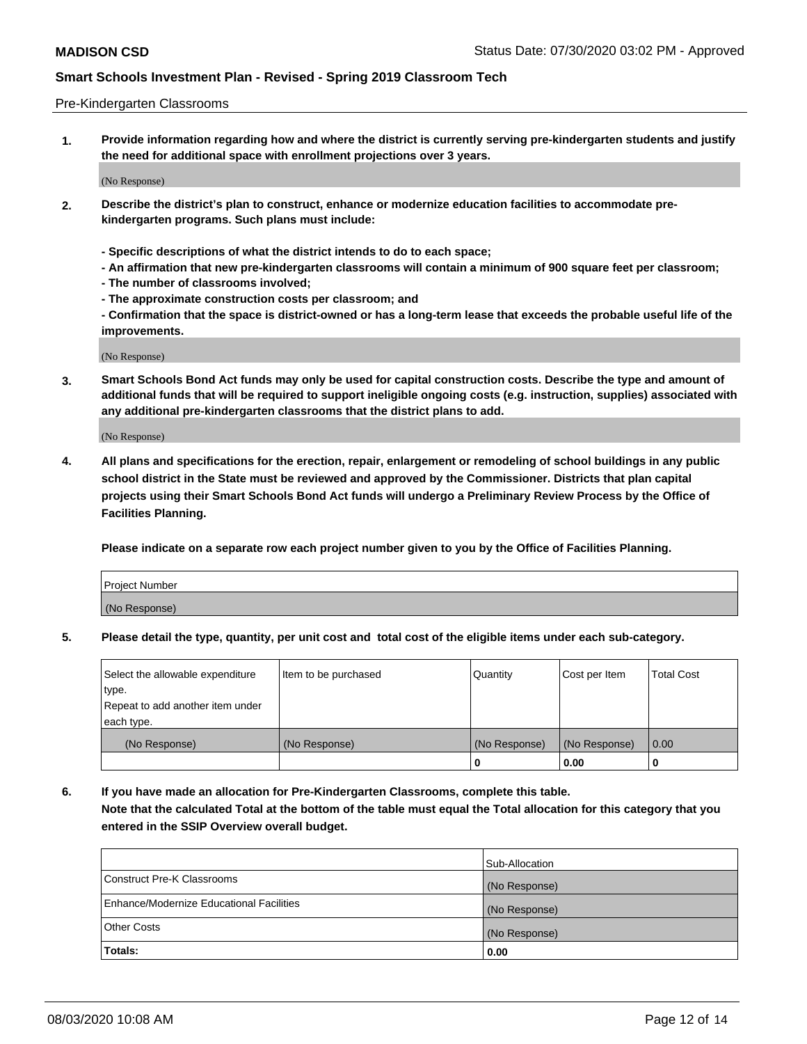Pre-Kindergarten Classrooms

**1. Provide information regarding how and where the district is currently serving pre-kindergarten students and justify the need for additional space with enrollment projections over 3 years.**

(No Response)

**2. Describe the district's plan to construct, enhance or modernize education facilities to accommodate pre-kindergarten programs. Such plans must include:**

**- Specific descriptions of what the district intends to do to each space;**
**- An affirmation that new pre-kindergarten classrooms will contain a minimum of 900 square feet per classroom;**
**- The number of classrooms involved;**
**- The approximate construction costs per classroom; and**
**- Confirmation that the space is district-owned or has a long-term lease that exceeds the probable useful life of the improvements.**

(No Response)

**3. Smart Schools Bond Act funds may only be used for capital construction costs. Describe the type and amount of additional funds that will be required to support ineligible ongoing costs (e.g. instruction, supplies) associated with any additional pre-kindergarten classrooms that the district plans to add.**

(No Response)

**4. All plans and specifications for the erection, repair, enlargement or remodeling of school buildings in any public school district in the State must be reviewed and approved by the Commissioner. Districts that plan capital projects using their Smart Schools Bond Act funds will undergo a Preliminary Review Process by the Office of Facilities Planning.**

**Please indicate on a separate row each project number given to you by the Office of Facilities Planning.**

| Project Number |
| --- |
| (No Response) |

**5. Please detail the type, quantity, per unit cost and total cost of the eligible items under each sub-category.**

| Select the allowable expenditure type. Repeat to add another item under each type. | Item to be purchased | Quantity | Cost per Item | Total Cost |
| --- | --- | --- | --- | --- |
| (No Response) | (No Response) | (No Response) | (No Response) | 0.00 |
| | | 0 | 0.00 | 0 |

**6. If you have made an allocation for Pre-Kindergarten Classrooms, complete this table. Note that the calculated Total at the bottom of the table must equal the Total allocation for this category that you entered in the SSIP Overview overall budget.**

| | Sub-Allocation |
| --- | --- |
| Construct Pre-K Classrooms | (No Response) |
| Enhance/Modernize Educational Facilities | (No Response) |
| Other Costs | (No Response) |
| **Totals:** | **0.00** |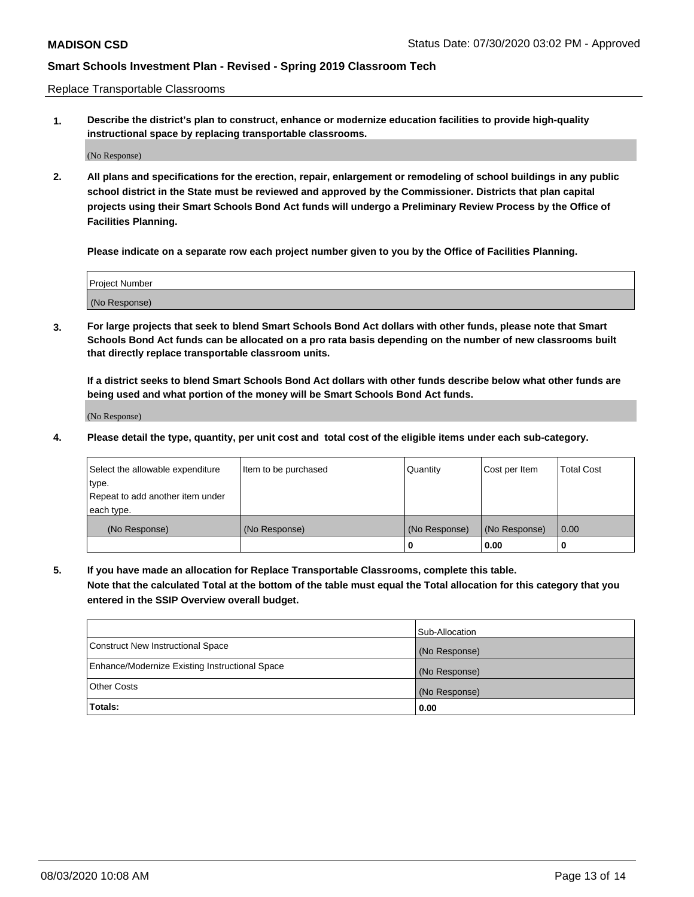Replace Transportable Classrooms

1. **Describe the district's plan to construct, enhance or modernize education facilities to provide high-quality instructional space by replacing transportable classrooms.**

(No Response)

2. **All plans and specifications for the erection, repair, enlargement or remodeling of school buildings in any public school district in the State must be reviewed and approved by the Commissioner. Districts that plan capital projects using their Smart Schools Bond Act funds will undergo a Preliminary Review Process by the Office of Facilities Planning.**

**Please indicate on a separate row each project number given to you by the Office of Facilities Planning.**

| Project Number |
|---|
| (No Response) |

3. **For large projects that seek to blend Smart Schools Bond Act dollars with other funds, please note that Smart Schools Bond Act funds can be allocated on a pro rata basis depending on the number of new classrooms built that directly replace transportable classroom units.**

**If a district seeks to blend Smart Schools Bond Act dollars with other funds describe below what other funds are being used and what portion of the money will be Smart Schools Bond Act funds.**

(No Response)

4. **Please detail the type, quantity, per unit cost and total cost of the eligible items under each sub-category.**

| Select the allowable expenditure type. Repeat to add another item under each type. | Item to be purchased | Quantity | Cost per Item | Total Cost |
|---|---|---|---|---|
| (No Response) | (No Response) | (No Response) | (No Response) | 0.00 |
| | | **0** | **0.00** | **0** |

5. **If you have made an allocation for Replace Transportable Classrooms, complete this table. Note that the calculated Total at the bottom of the table must equal the Total allocation for this category that you entered in the SSIP Overview overall budget.**

| | Sub-Allocation |
|---|---|
| Construct New Instructional Space | (No Response) |
| Enhance/Modernize Existing Instructional Space | (No Response) |
| Other Costs | (No Response) |
| **Totals:** | **0.00** |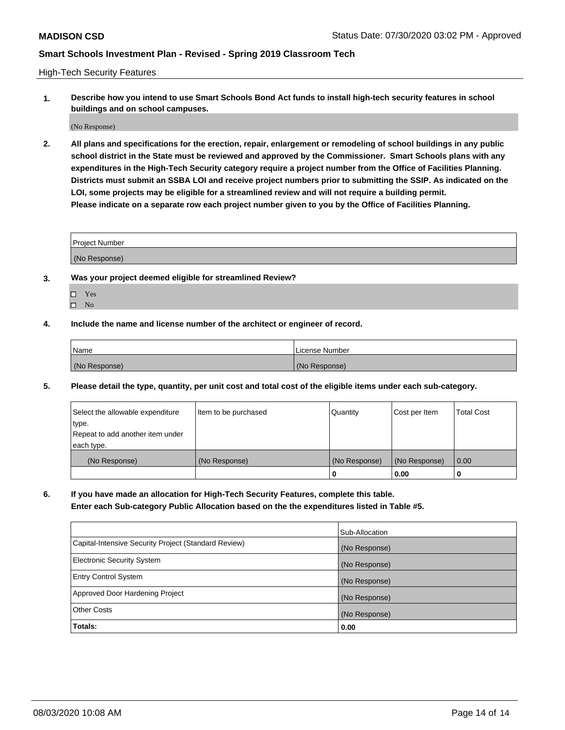High-Tech Security Features

**1. Describe how you intend to use Smart Schools Bond Act funds to install high-tech security features in school buildings and on school campuses.**

(No Response)

**2. All plans and specifications for the erection, repair, enlargement or remodeling of school buildings in any public school district in the State must be reviewed and approved by the Commissioner. Smart Schools plans with any expenditures in the High-Tech Security category require a project number from the Office of Facilities Planning. Districts must submit an SSBA LOI and receive project numbers prior to submitting the SSIP. As indicated on the LOI, some projects may be eligible for a streamlined review and will not require a building permit.**
**Please indicate on a separate row each project number given to you by the Office of Facilities Planning.**

| Project Number |
|---|
| (No Response) |

**3. Was your project deemed eligible for streamlined Review?**

- ☐ Yes
- ☐ No

**4. Include the name and license number of the architect or engineer of record.**

| Name | License Number |
|---|---|
| (No Response) | (No Response) |

**5. Please detail the type, quantity, per unit cost and total cost of the eligible items under each sub-category.**

| Select the allowable expenditure type. Repeat to add another item under each type. | Item to be purchased | Quantity | Cost per Item | Total Cost |
|---|---|---|---|---|
| (No Response) | (No Response) | (No Response) | (No Response) | 0.00 |
| | | 0 | 0.00 | 0 |

**6. If you have made an allocation for High-Tech Security Features, complete this table.**
**Enter each Sub-category Public Allocation based on the the expenditures listed in Table #5.**

| | Sub-Allocation |
|---|---|
| Capital-Intensive Security Project (Standard Review) | (No Response) |
| Electronic Security System | (No Response) |
| Entry Control System | (No Response) |
| Approved Door Hardening Project | (No Response) |
| Other Costs | (No Response) |
| **Totals:** | **0.00** |